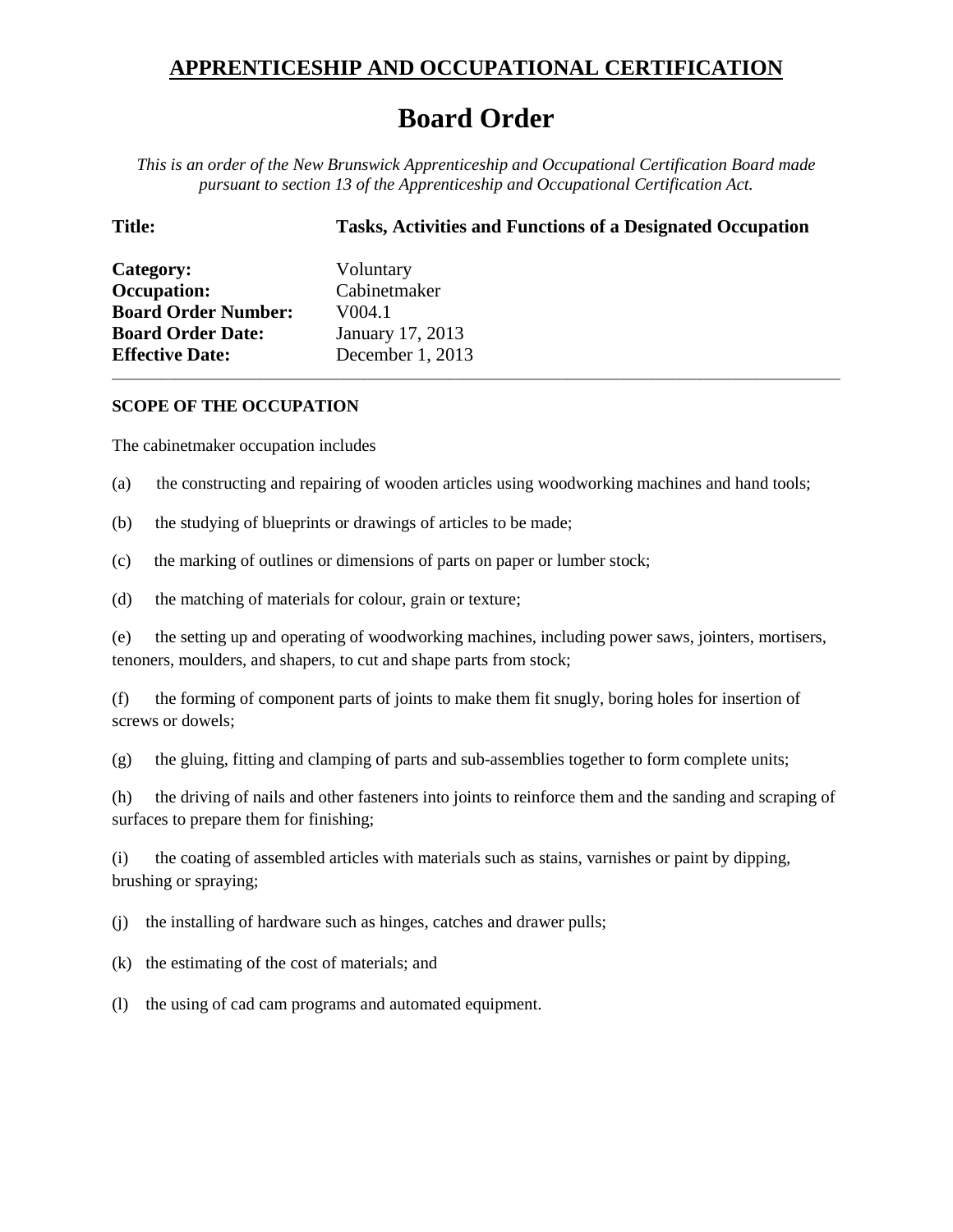# APPRENTICESHIP AND OCCUPATIONAL CERTIFICATION

## Board Order

*This is an order of the New Brunswick Apprenticeship and Occupational Certification Board made pursuant to section 13 of the Apprenticeship and Occupational Certification Act.*

**Title:** **Tasks, Activities and Functions of a Designated Occupation**

**Category:** Voluntary
**Occupation:** Cabinetmaker
**Board Order Number:** V004.1
**Board Order Date:** January 17, 2013
**Effective Date:** December 1, 2013

---

**SCOPE OF THE OCCUPATION**

The cabinetmaker occupation includes

(a) the constructing and repairing of wooden articles using woodworking machines and hand tools;

(b) the studying of blueprints or drawings of articles to be made;

(c) the marking of outlines or dimensions of parts on paper or lumber stock;

(d) the matching of materials for colour, grain or texture;

(e) the setting up and operating of woodworking machines, including power saws, jointers, mortisers, tenoners, moulders, and shapers, to cut and shape parts from stock;

(f) the forming of component parts of joints to make them fit snugly, boring holes for insertion of screws or dowels;

(g) the gluing, fitting and clamping of parts and sub-assemblies together to form complete units;

(h) the driving of nails and other fasteners into joints to reinforce them and the sanding and scraping of surfaces to prepare them for finishing;

(i) the coating of assembled articles with materials such as stains, varnishes or paint by dipping, brushing or spraying;

(j) the installing of hardware such as hinges, catches and drawer pulls;

(k) the estimating of the cost of materials; and

(l) the using of cad cam programs and automated equipment.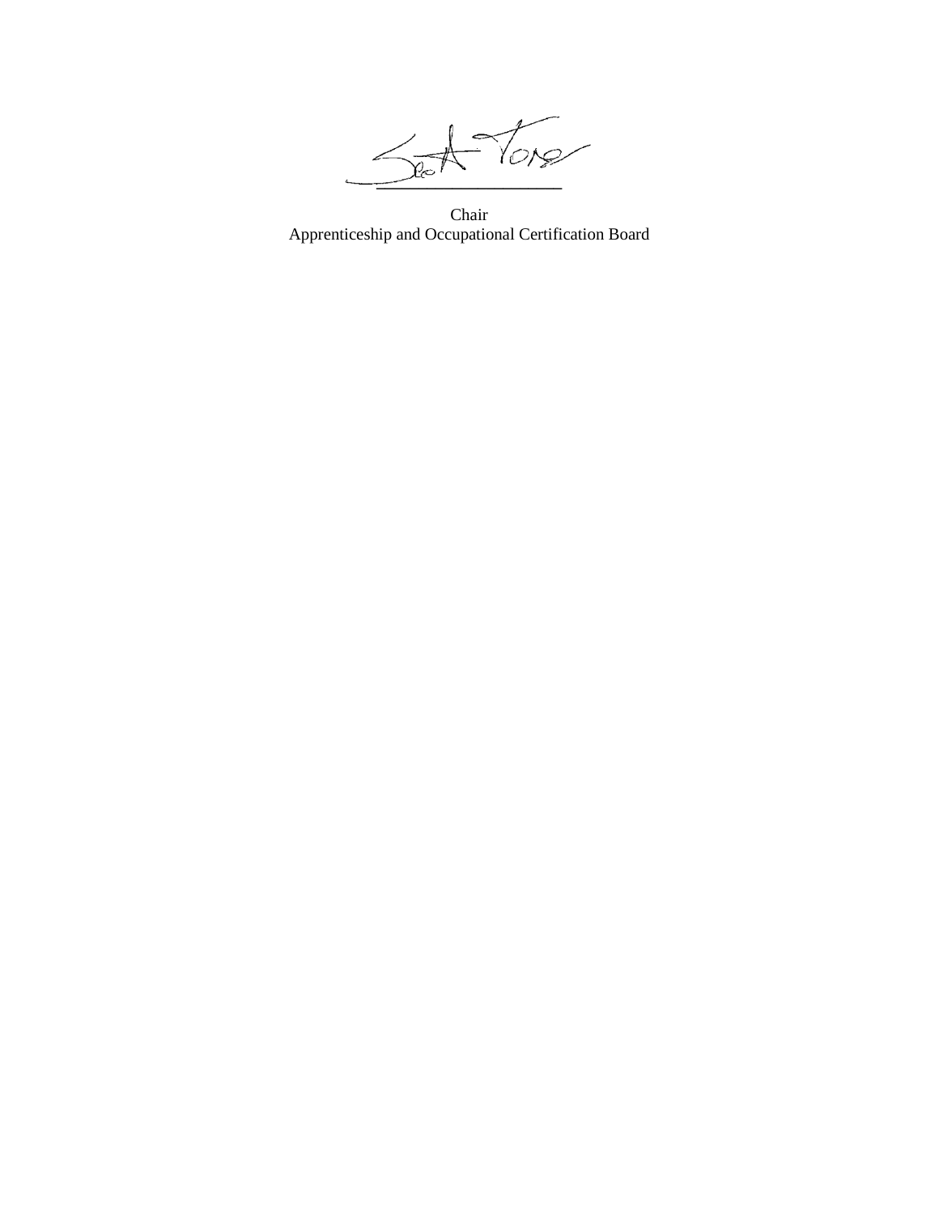Chair
Apprenticeship and Occupational Certification Board